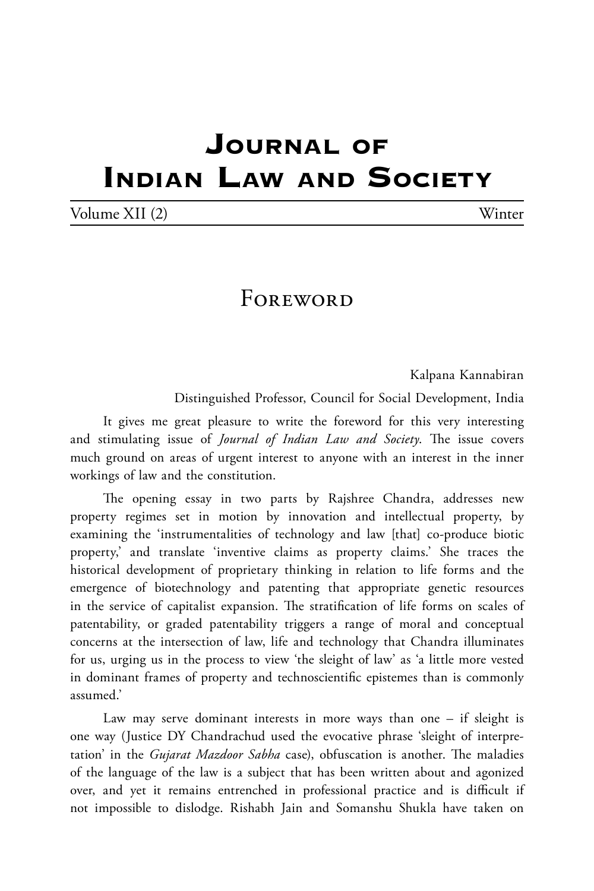# Journal of Indian Law and Society

Volume XII (2) Winter

## Foreword

Kalpana Kannabiran

Distinguished Professor, Council for Social Development, India

It gives me great pleasure to write the foreword for this very interesting and stimulating issue of *Journal of Indian Law and Society*. The issue covers much ground on areas of urgent interest to anyone with an interest in the inner workings of law and the constitution.

The opening essay in two parts by Rajshree Chandra, addresses new property regimes set in motion by innovation and intellectual property, by examining the 'instrumentalities of technology and law [that] co-produce biotic property,' and translate 'inventive claims as property claims.' She traces the historical development of proprietary thinking in relation to life forms and the emergence of biotechnology and patenting that appropriate genetic resources in the service of capitalist expansion. The stratification of life forms on scales of patentability, or graded patentability triggers a range of moral and conceptual concerns at the intersection of law, life and technology that Chandra illuminates for us, urging us in the process to view 'the sleight of law' as 'a little more vested in dominant frames of property and technoscientific epistemes than is commonly assumed.'

Law may serve dominant interests in more ways than one – if sleight is one way (Justice DY Chandrachud used the evocative phrase 'sleight of interpretation' in the *Gujarat Mazdoor Sabha* case), obfuscation is another. The maladies of the language of the law is a subject that has been written about and agonized over, and yet it remains entrenched in professional practice and is difficult if not impossible to dislodge. Rishabh Jain and Somanshu Shukla have taken on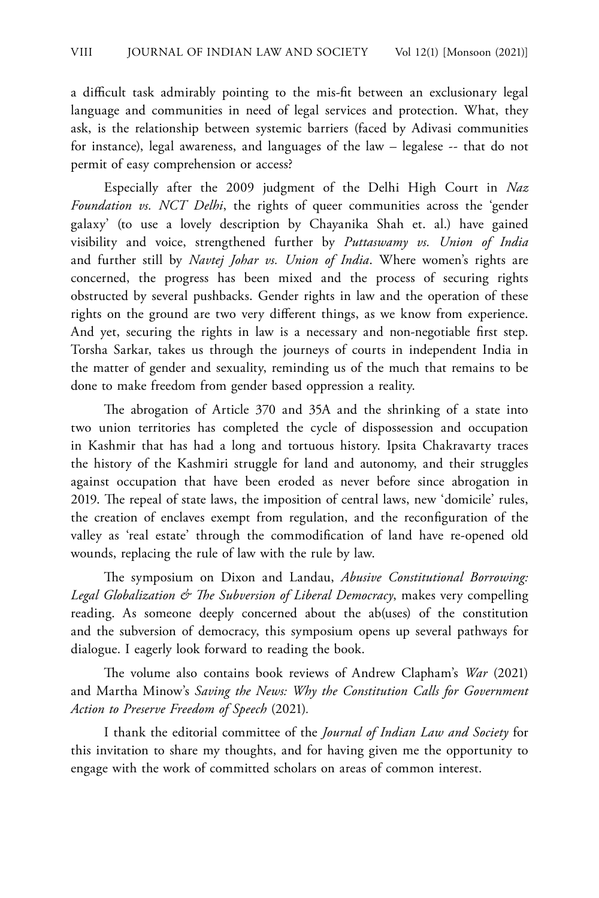a difficult task admirably pointing to the mis-fit between an exclusionary legal language and communities in need of legal services and protection. What, they ask, is the relationship between systemic barriers (faced by Adivasi communities for instance), legal awareness, and languages of the law – legalese -- that do not permit of easy comprehension or access?

Especially after the 2009 judgment of the Delhi High Court in *Naz Foundation vs. NCT Delhi*, the rights of queer communities across the 'gender galaxy' (to use a lovely description by Chayanika Shah et. al.) have gained visibility and voice, strengthened further by *Puttaswamy vs. Union of India* and further still by *Navtej Johar vs. Union of India*. Where women's rights are concerned, the progress has been mixed and the process of securing rights obstructed by several pushbacks. Gender rights in law and the operation of these rights on the ground are two very different things, as we know from experience. And yet, securing the rights in law is a necessary and non-negotiable first step. Torsha Sarkar, takes us through the journeys of courts in independent India in the matter of gender and sexuality, reminding us of the much that remains to be done to make freedom from gender based oppression a reality.

The abrogation of Article 370 and 35A and the shrinking of a state into two union territories has completed the cycle of dispossession and occupation in Kashmir that has had a long and tortuous history. Ipsita Chakravarty traces the history of the Kashmiri struggle for land and autonomy, and their struggles against occupation that have been eroded as never before since abrogation in 2019. The repeal of state laws, the imposition of central laws, new 'domicile' rules, the creation of enclaves exempt from regulation, and the reconfiguration of the valley as 'real estate' through the commodification of land have re-opened old wounds, replacing the rule of law with the rule by law.

The symposium on Dixon and Landau, *Abusive Constitutional Borrowing: Legal Globalization & The Subversion of Liberal Democracy*, makes very compelling reading. As someone deeply concerned about the ab(uses) of the constitution and the subversion of democracy, this symposium opens up several pathways for dialogue. I eagerly look forward to reading the book.

The volume also contains book reviews of Andrew Clapham's *War* (2021) and Martha Minow's *Saving the News: Why the Constitution Calls for Government Action to Preserve Freedom of Speech* (2021).

I thank the editorial committee of the *Journal of Indian Law and Society* for this invitation to share my thoughts, and for having given me the opportunity to engage with the work of committed scholars on areas of common interest.